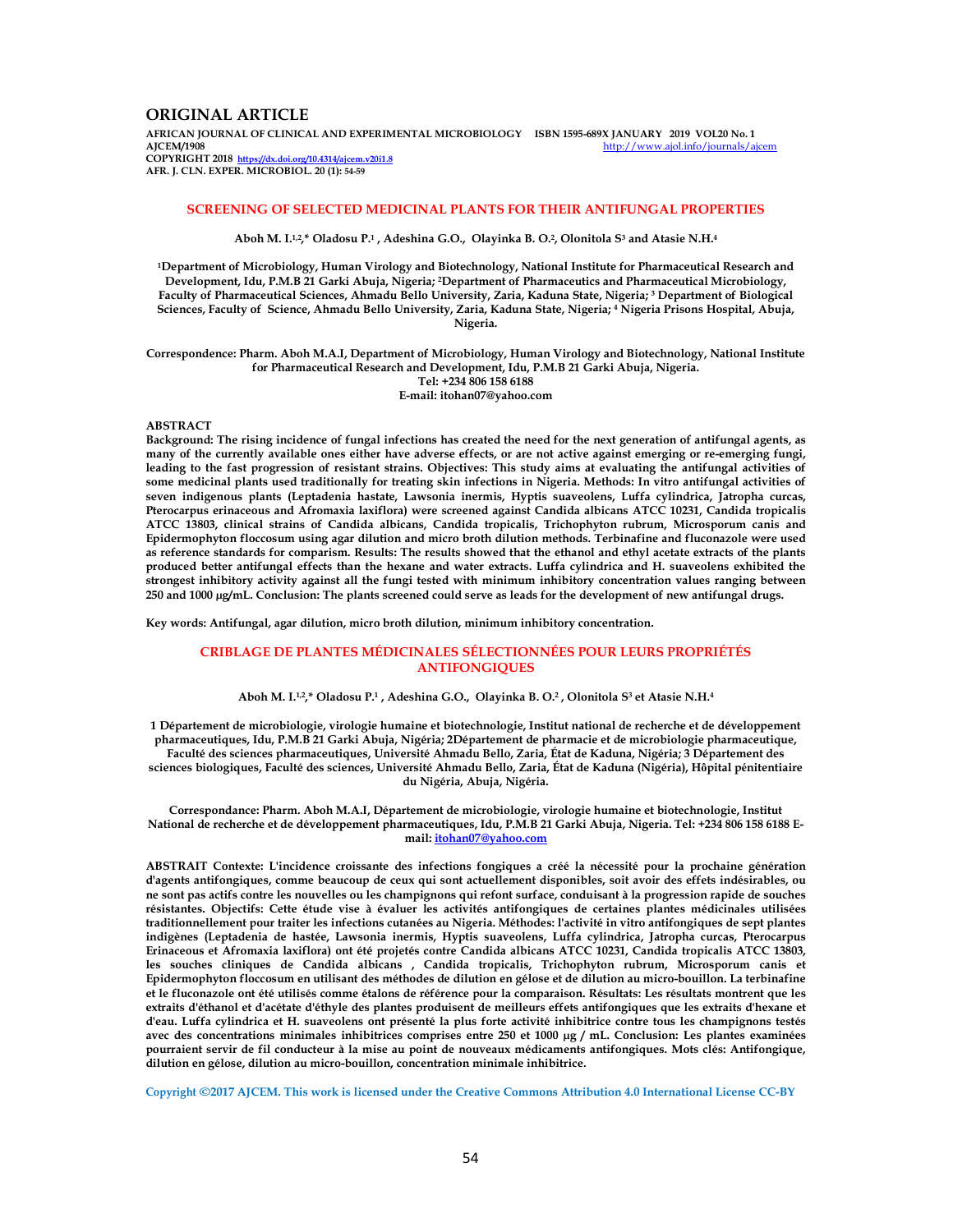## ORIGINAL ARTICLE

**AFRICAN JOURNAL OF CLINICAL AND EXPERIMENTAL MICROBIOLOGY ISBN 1595-689X JANUARY 2019 VOL20 No. 1**
**AJCEM/1908** http://www.ajol.info/journals/ajcem
**COPYRIGHT 2018** https://dx.doi.org/10.4314/ajcem.v20i1.8
**AFR. J. CLN. EXPER. MICROBIOL. 20 (1): 54-59**

# SCREENING OF SELECTED MEDICINAL PLANTS FOR THEIR ANTIFUNGAL PROPERTIES

**Aboh M. I.[1,2],* Oladosu P.[1], Adeshina G.O., Olayinka B. O.[2], Olonitola S[3] and Atasie N.H.[4]**

**[1]Department of Microbiology, Human Virology and Biotechnology, National Institute for Pharmaceutical Research and Development, Idu, P.M.B 21 Garki Abuja, Nigeria; [2]Department of Pharmaceutics and Pharmaceutical Microbiology, Faculty of Pharmaceutical Sciences, Ahmadu Bello University, Zaria, Kaduna State, Nigeria; [3] Department of Biological Sciences, Faculty of Science, Ahmadu Bello University, Zaria, Kaduna State, Nigeria; [4] Nigeria Prisons Hospital, Abuja, Nigeria.**

**Correspondence: Pharm. Aboh M.A.I, Department of Microbiology, Human Virology and Biotechnology, National Institute for Pharmaceutical Research and Development, Idu, P.M.B 21 Garki Abuja, Nigeria.**
**Tel: +234 806 158 6188**
**E-mail: itohan07@yahoo.com**

### ABSTRACT

**Background: The rising incidence of fungal infections has created the need for the next generation of antifungal agents, as many of the currently available ones either have adverse effects, or are not active against emerging or re-emerging fungi, leading to the fast progression of resistant strains. Objectives: This study aims at evaluating the antifungal activities of some medicinal plants used traditionally for treating skin infections in Nigeria. Methods: In vitro antifungal activities of seven indigenous plants (Leptadenia hastate, Lawsonia inermis, Hyptis suaveolens, Luffa cylindrica, Jatropha curcas, Pterocarpus erinaceous and Afromexia laxiflora) were screened against Candida albicans ATCC 10231, Candida tropicalis ATCC 13803, clinical strains of Candida albicans, Candida tropicalis, Trichophyton rubrum, Microsporum canis and Epidermophyton floccosum using agar dilution and micro broth dilution methods. Terbinafine and fluconazole were used as reference standards for comparison. Results: The results showed that the ethanol and ethyl acetate extracts of the plants produced better antifungal effects than the hexane and water extracts. Luffa cylindrica and H. suaveolens exhibited the strongest inhibitory activity against all the fungi tested with minimum inhibitory concentration values ranging between 250 and 1000 μg/mL. Conclusion: The plants screened could serve as leads for the development of new antifungal drugs.**

**Key words: Antifungal, agar dilution, micro broth dilution, minimum inhibitory concentration.**

# CRIBLAGE DE PLANTES MÉDICINALES SÉLECTIONNÉES POUR LEURS PROPRIÉTÉS ANTIFONGIQUES

**Aboh M. I.[1,2],* Oladosu P.[1], Adeshina G.O., Olayinka B. O.[2], Olonitola S[3] et Atasie N.H.[4]**

**1 Département de microbiologie, virologie humaine et biotechnologie, Institut national de recherche et de développement pharmaceutiques, Idu, P.M.B 21 Garki Abuja, Nigéria; 2Département de pharmacie et de microbiologie pharmaceutique, Faculté des sciences pharmaceutiques, Université Ahmadu Bello, Zaria, État de Kaduna, Nigéria; 3 Département des sciences biologiques, Faculté des sciences, Université Ahmadu Bello, Zaria, État de Kaduna (Nigéria), Hôpital pénitentiaire du Nigéria, Abuja, Nigéria.**

**Correspondance: Pharm. Aboh M.A.I, Département de microbiologie, virologie humaine et biotechnologie, Institut National de recherche et de développement pharmaceutiques, Idu, P.M.B 21 Garki Abuja, Nigeria. Tel: +234 806 158 6188 E-mail: itohan07@yahoo.com**

**ABSTRAIT Contexte: L'incidence croissante des infections fongiques a créé la nécessité pour la prochaine génération d'agents antifongiques, comme beaucoup de ceux qui sont actuellement disponibles, soit avoir des effets indésirables, ou ne sont pas actifs contre les nouvelles ou les champignons qui refont surface, conduisant à la progression rapide de souches résistantes. Objectifs: Cette étude vise à évaluer les activités antifongiques de certaines plantes médicinales utilisées traditionnellement pour traiter les infections cutanées au Nigeria. Méthodes: l'activité in vitro antifongiques de sept plantes indigènes (Leptadenia de hastée, Lawsonia inermis, Hyptis suaveolens, Luffa cylindrica, Jatropha curcas, Pterocarpus Erinaceous et Afromexia laxiflora) ont été projetés contre Candida albicans ATCC 10231, Candida tropicalis ATCC 13803, les souches cliniques de Candida albicans , Candida tropicalis, Trichophyton rubrum, Microsporum canis et Epidermophyton floccosum en utilisant des méthodes de dilution en gélose et de dilution au micro-bouillon. La terbinafine et le fluconazole ont été utilisés comme étalons de référence pour la comparaison. Résultats: Les résultats montrent que les extraits d'éthanol et d'acétate d'éthyle des plantes produisent de meilleurs effets antifongiques que les extraits d'hexane et d'eau. Luffa cylindrica et H. suaveolens ont présenté la plus forte activité inhibitrice contre tous les champignons testés avec des concentrations minimales inhibitrices comprises entre 250 et 1000 μg / mL. Conclusion: Les plantes examinées pourraient servir de fil conducteur à la mise au point de nouveaux médicaments antifongiques. Mots clés: Antifongique, dilution en gélose, dilution au micro-bouillon, concentration minimale inhibitrice.**

**Copyright ©2017 AJCEM. This work is licensed under the Creative Commons Attribution 4.0 International License CC-BY**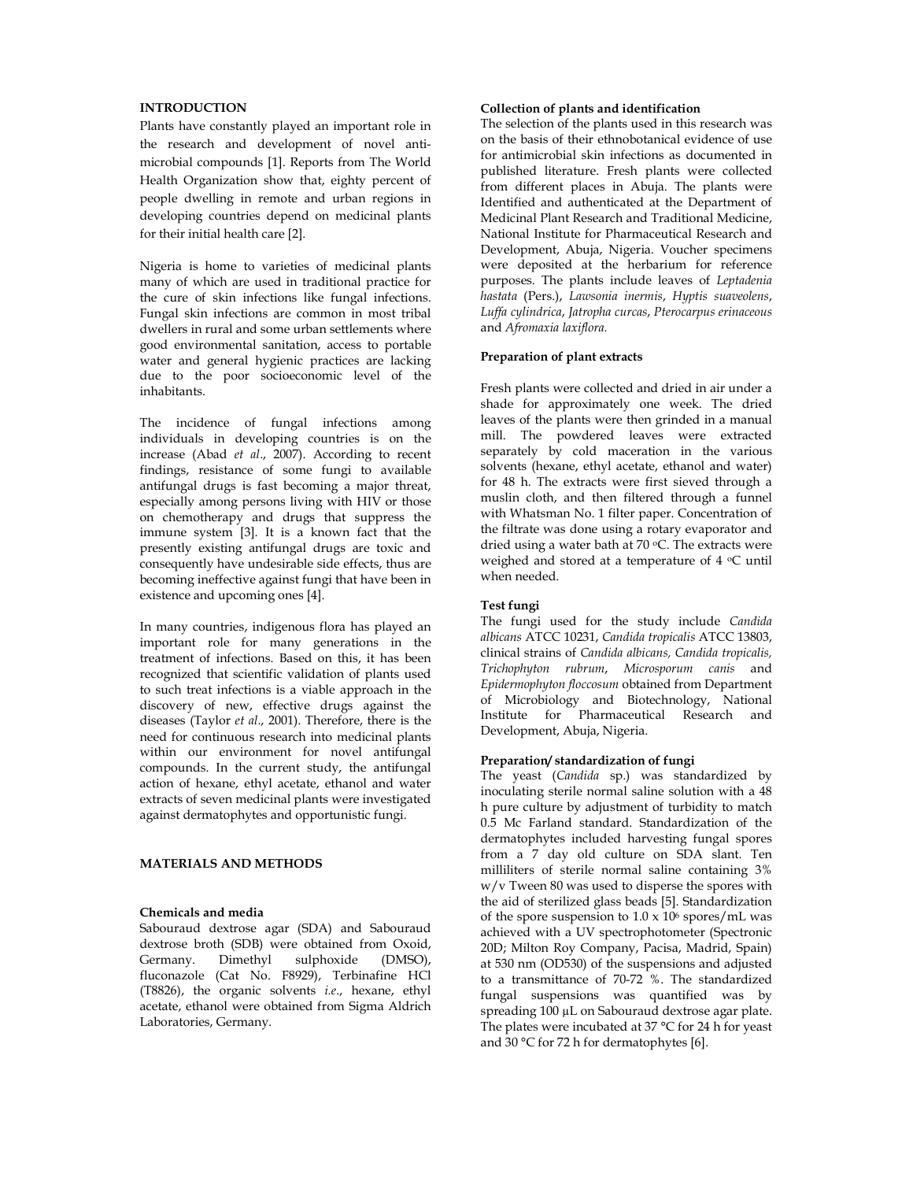## INTRODUCTION

Plants have constantly played an important role in the research and development of novel anti-microbial compounds [1]. Reports from The World Health Organization show that, eighty percent of people dwelling in remote and urban regions in developing countries depend on medicinal plants for their initial health care [2].

Nigeria is home to varieties of medicinal plants many of which are used in traditional practice for the cure of skin infections like fungal infections. Fungal skin infections are common in most tribal dwellers in rural and some urban settlements where good environmental sanitation, access to portable water and general hygienic practices are lacking due to the poor socioeconomic level of the inhabitants.

The incidence of fungal infections among individuals in developing countries is on the increase (Abad *et al*., 2007). According to recent findings, resistance of some fungi to available antifungal drugs is fast becoming a major threat, especially among persons living with HIV or those on chemotherapy and drugs that suppress the immune system [3]. It is a known fact that the presently existing antifungal drugs are toxic and consequently have undesirable side effects, thus are becoming ineffective against fungi that have been in existence and upcoming ones [4].

In many countries, indigenous flora has played an important role for many generations in the treatment of infections. Based on this, it has been recognized that scientific validation of plants used to such treat infections is a viable approach in the discovery of new, effective drugs against the diseases (Taylor *et al*., 2001). Therefore, there is the need for continuous research into medicinal plants within our environment for novel antifungal compounds. In the current study, the antifungal action of hexane, ethyl acetate, ethanol and water extracts of seven medicinal plants were investigated against dermatophytes and opportunistic fungi.

## MATERIALS AND METHODS

### Chemicals and media

Sabouraud dextrose agar (SDA) and Sabouraud dextrose broth (SDB) were obtained from Oxoid, Germany. Dimethyl sulphoxide (DMSO), fluconazole (Cat No. F8929), Terbinafine HCl (T8826), the organic solvents *i.e*., hexane, ethyl acetate, ethanol were obtained from Sigma Aldrich Laboratories, Germany.

### Collection of plants and identification

The selection of the plants used in this research was on the basis of their ethnobotanical evidence of use for antimicrobial skin infections as documented in published literature. Fresh plants were collected from different places in Abuja. The plants were Identified and authenticated at the Department of Medicinal Plant Research and Traditional Medicine, National Institute for Pharmaceutical Research and Development, Abuja, Nigeria. Voucher specimens were deposited at the herbarium for reference purposes. The plants include leaves of *Leptadenia hastata* (Pers.), *Lawsonia inermis*, *Hyptis suaveolens*, *Luffa cylindrica*, *Jatropha curcas*, *Pterocarpus erinaceous* and *Afromaxia laxiflora.*

### Preparation of plant extracts

Fresh plants were collected and dried in air under a shade for approximately one week. The dried leaves of the plants were then grinded in a manual mill. The powdered leaves were extracted separately by cold maceration in the various solvents (hexane, ethyl acetate, ethanol and water) for 48 h. The extracts were first sieved through a muslin cloth, and then filtered through a funnel with Whatsman No. 1 filter paper. Concentration of the filtrate was done using a rotary evaporator and dried using a water bath at 70 °C. The extracts were weighed and stored at a temperature of 4 °C until when needed.

### Test fungi

The fungi used for the study include *Candida albicans* ATCC 10231, *Candida tropicalis* ATCC 13803, clinical strains of *Candida albicans, Candida tropicalis, Trichophyton rubrum*, *Microsporum canis* and *Epidermophyton floccosum* obtained from Department of Microbiology and Biotechnology, National Institute for Pharmaceutical Research and Development, Abuja, Nigeria.

### Preparation/ standardization of fungi

The yeast (*Candida* sp.) was standardized by inoculating sterile normal saline solution with a 48 h pure culture by adjustment of turbidity to match 0.5 Mc Farland standard. Standardization of the dermatophytes included harvesting fungal spores from a 7 day old culture on SDA slant. Ten milliliters of sterile normal saline containing 3% w/v Tween 80 was used to disperse the spores with the aid of sterilized glass beads [5]. Standardization of the spore suspension to $1.0 \times 10^6$ spores/mL was achieved with a UV spectrophotometer (Spectronic 20D; Milton Roy Company, Pacisa, Madrid, Spain) at 530 nm ($OD_{530}$) of the suspensions and adjusted to a transmittance of 70-72 %. The standardized fungal suspensions was quantified was by spreading 100 µL on Sabouraud dextrose agar plate. The plates were incubated at 37 °C for 24 h for yeast and 30 °C for 72 h for dermatophytes [6].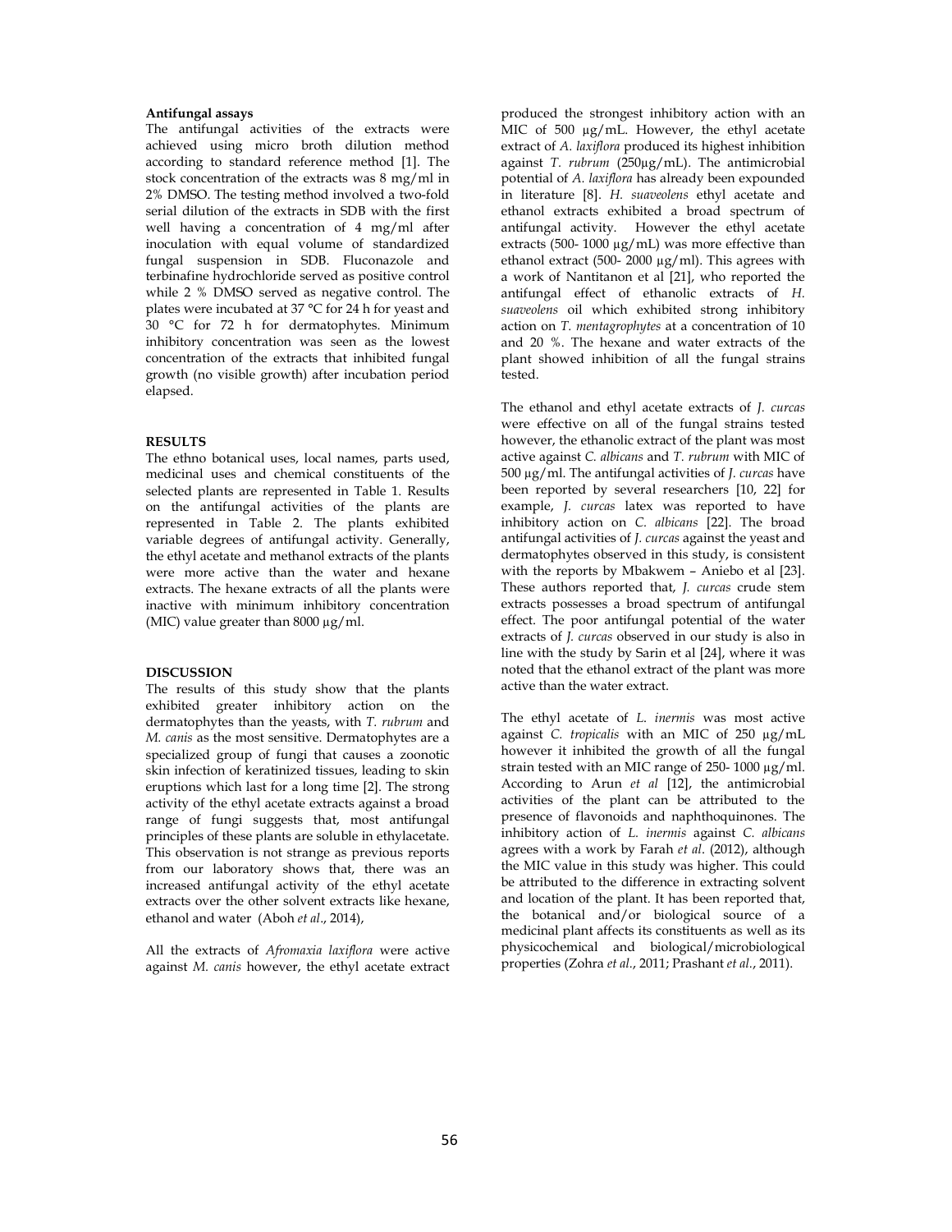**Antifungal assays**

The antifungal activities of the extracts were achieved using micro broth dilution method according to standard reference method [1]. The stock concentration of the extracts was 8 mg/ml in 2% DMSO. The testing method involved a two-fold serial dilution of the extracts in SDB with the first well having a concentration of 4 mg/ml after inoculation with equal volume of standardized fungal suspension in SDB. Fluconazole and terbinafine hydrochloride served as positive control while 2 % DMSO served as negative control. The plates were incubated at 37 °C for 24 h for yeast and 30 °C for 72 h for dermatophytes. Minimum inhibitory concentration was seen as the lowest concentration of the extracts that inhibited fungal growth (no visible growth) after incubation period elapsed.

## RESULTS

The ethno botanical uses, local names, parts used, medicinal uses and chemical constituents of the selected plants are represented in Table 1. Results on the antifungal activities of the plants are represented in Table 2. The plants exhibited variable degrees of antifungal activity. Generally, the ethyl acetate and methanol extracts of the plants were more active than the water and hexane extracts. The hexane extracts of all the plants were inactive with minimum inhibitory concentration (MIC) value greater than 8000 µg/ml.

## DISCUSSION

The results of this study show that the plants exhibited greater inhibitory action on the dermatophytes than the yeasts, with *T. rubrum* and *M. canis* as the most sensitive. Dermatophytes are a specialized group of fungi that causes a zoonotic skin infection of keratinized tissues, leading to skin eruptions which last for a long time [2]. The strong activity of the ethyl acetate extracts against a broad range of fungi suggests that, most antifungal principles of these plants are soluble in ethylacetate. This observation is not strange as previous reports from our laboratory shows that, there was an increased antifungal activity of the ethyl acetate extracts over the other solvent extracts like hexane, ethanol and water (Aboh *et al*., 2014),

All the extracts of *Afromaxia laxiflora* were active against *M. canis* however, the ethyl acetate extract produced the strongest inhibitory action with an MIC of 500 µg/mL. However, the ethyl acetate extract of *A. laxiflora* produced its highest inhibition against *T. rubrum* (250µg/mL). The antimicrobial potential of *A. laxiflora* has already been expounded in literature [8]. *H. suaveolens* ethyl acetate and ethanol extracts exhibited a broad spectrum of antifungal activity. However the ethyl acetate extracts (500- 1000 µg/mL) was more effective than ethanol extract (500- 2000 µg/ml). This agrees with a work of Nantitanon et al [21], who reported the antifungal effect of ethanolic extracts of *H. suaveolens* oil which exhibited strong inhibitory action on *T. mentagrophytes* at a concentration of 10 and 20 %. The hexane and water extracts of the plant showed inhibition of all the fungal strains tested.

The ethanol and ethyl acetate extracts of *J. curcas* were effective on all of the fungal strains tested however, the ethanolic extract of the plant was most active against *C. albicans* and *T. rubrum* with MIC of 500 µg/ml. The antifungal activities of *J. curcas* have been reported by several researchers [10, 22] for example, *J. curcas* latex was reported to have inhibitory action on *C. albicans* [22]. The broad antifungal activities of *J. curcas* against the yeast and dermatophytes observed in this study, is consistent with the reports by Mbakwem – Aniebo et al [23]. These authors reported that, *J. curcas* crude stem extracts possesses a broad spectrum of antifungal effect. The poor antifungal potential of the water extracts of *J. curcas* observed in our study is also in line with the study by Sarin et al [24], where it was noted that the ethanol extract of the plant was more active than the water extract.

The ethyl acetate of *L. inermis* was most active against *C. tropicalis* with an MIC of 250 µg/mL however it inhibited the growth of all the fungal strain tested with an MIC range of 250- 1000 µg/ml. According to Arun *et al* [12], the antimicrobial activities of the plant can be attributed to the presence of flavonoids and naphthoquinones. The inhibitory action of *L. inermis* against *C. albicans* agrees with a work by Farah *et al*. (2012), although the MIC value in this study was higher. This could be attributed to the difference in extracting solvent and location of the plant. It has been reported that, the botanical and/or biological source of a medicinal plant affects its constituents as well as its physicochemical and biological/microbiological properties (Zohra *et al*., 2011; Prashant *et al*., 2011).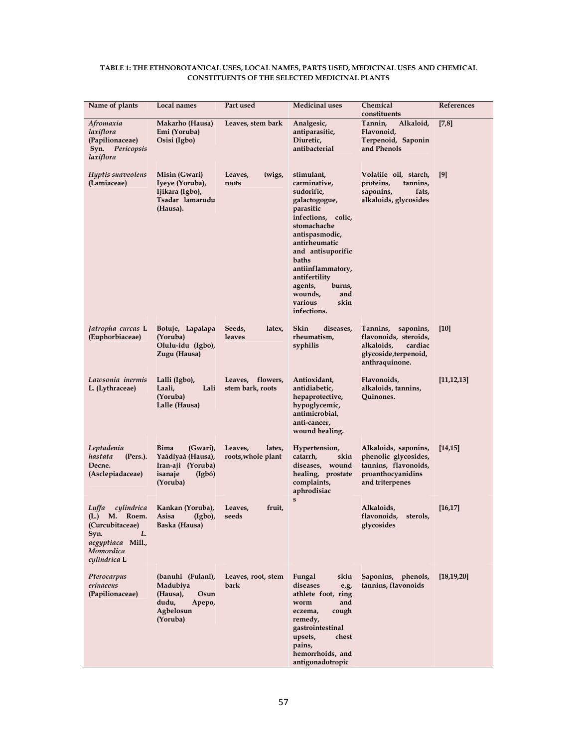**TABLE 1: THE ETHNOBOTANICAL USES, LOCAL NAMES, PARTS USED, MEDICINAL USES AND CHEMICAL CONSTITUENTS OF THE SELECTED MEDICINAL PLANTS**

| Name of plants | Local names | Part used | Medicinal uses | Chemical constituents | References |
|---|---|---|---|---|---|
| *Afromaxia laxiflora* (Papilionaceae) Syn. *Pericopsis laxiflora* | Makarho (Hausa) Emi (Yoruba) Osisi (Igbo) | Leaves, stem bark | Analgesic, antiparasitic, Diuretic, antibacterial | Tannin, Alkaloid, Flavonoid, Terpenoid, Saponin and Phenols | [7,8] |
| *Hyptis suaveolens* (Lamiaceae) | Misin (Gwari) Iyeye (Yoruba), Ijikara (Igbo), Tsadar lamarudu (Hausa). | Leaves, twigs, roots | stimulant, carminative, sudorific, galactogogue, parasitic infections, colic, stomachache antispasmodic, antirheumatic and antisuporific baths antiinflammatory, antifertility agents, burns, wounds, and various skin infections. | Volatile oil, starch, proteins, tannins, saponins, fats, alkaloids, glycosides | [9] |
| *Jatropha curcas* L (Euphorbiaceae) | Botuje, Lapalapa (Yoruba) Olulu-idu (Igbo), Zugu (Hausa) | Seeds, latex, leaves | Skin diseases, rheumatism, syphilis | Tannins, saponins, flavonoids, steroids, alkaloids, cardiac glycoside,terpenoid, anthraquinone. | [10] |
| *Lawsonia inermis* L. (Lythraceae) | Lalli (Igbo), Laali, Lali (Yoruba) Lalle (Hausa) | Leaves, flowers, stem bark, roots | Antioxidant, antidiabetic, hepaprotective, hypoglycemic, antimicrobial, anti-cancer, wound healing. | Flavonoids, alkaloids, tannins, Quinones. | [11,12,13] |
| *Leptadenia hastata* (Pers.). Decne. (Asclepiadaceae) | Bima (Gwari), Yaádíyaá (Hausa), Iran-aji (Yoruba) isanaje (Igbó) (Yoruba) | Leaves, latex, roots,whole plant | Hypertension, catarrh, skin diseases, wound healing, prostate complaints, aphrodisiacs | Alkaloids, saponins, phenolic glycosides, tannins, flavonoids, proanthocyanidins and triterpenes | [14,15] |
| *Luffa cylindrica* (L.) M. Roem. (Curcubitaceae) Syn. *L. aegyptiaca* Mill., *Momordica cylindrica* L | Kankan (Yoruba), Asisa (Igbo), Baska (Hausa) | Leaves, fruit, seeds | | Alkaloids, flavonoids, sterols, glycosides | [16,17] |
| *Pterocarpus erinaceus* (Papilionaceae) | (banuhi (Fulani), Madubiya (Hausa), Osun dudu, Apepo, Agbelosun (Yoruba) | Leaves, root, stem bark | Fungal skin diseases e,g, athlete foot, ring worm and eczema, cough remedy, gastrointestinal upsets, chest pains, hemorrhoids, and antigonadotropic | Saponins, phenols, tannins, flavonoids | [18,19,20] |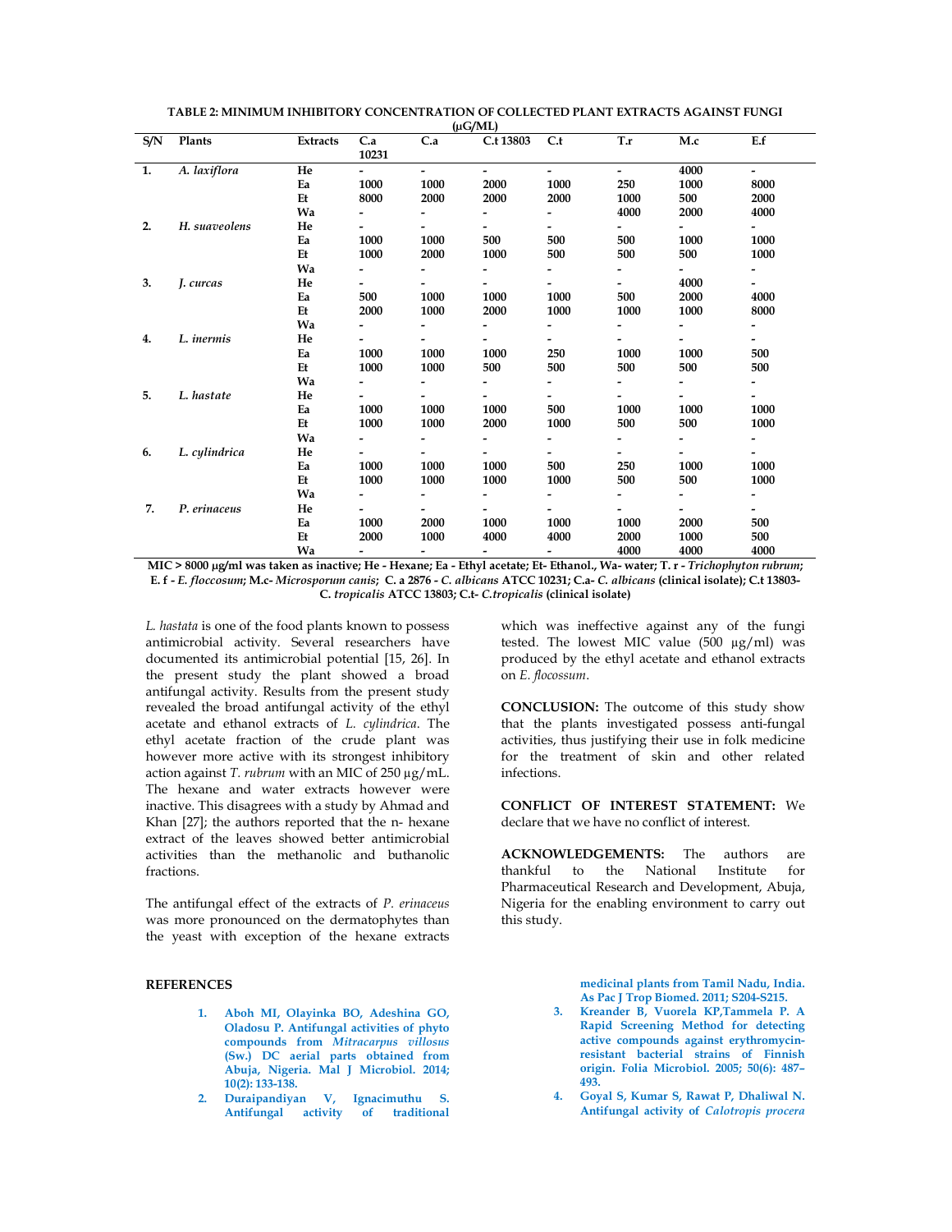**TABLE 2: MINIMUM INHIBITORY CONCENTRATION OF COLLECTED PLANT EXTRACTS AGAINST FUNGI (µG/ML)**

| S/N | Plants | Extracts | C.a 10231 | C.a | C.t 13803 | C.t | T.r | M.c | E.f |
|---|---|---|---|---|---|---|---|---|---|
| 1. | *A. laxiflora* | He | - | - | - | - | - | 4000 | - |
| | | Ea | 1000 | 1000 | 2000 | 1000 | 250 | 1000 | 8000 |
| | | Et | 8000 | 2000 | 2000 | 2000 | 1000 | 500 | 2000 |
| | | Wa | - | - | - | - | 4000 | 2000 | 4000 |
| 2. | *H. suaveolens* | He | - | - | - | - | - | - | - |
| | | Ea | 1000 | 1000 | 500 | 500 | 500 | 1000 | 1000 |
| | | Et | 1000 | 2000 | 1000 | 500 | 500 | 500 | 1000 |
| | | Wa | - | - | - | - | - | - | - |
| 3. | *J. curcas* | He | - | - | - | - | - | 4000 | - |
| | | Ea | 500 | 1000 | 1000 | 1000 | 500 | 2000 | 4000 |
| | | Et | 2000 | 1000 | 2000 | 1000 | 1000 | 1000 | 8000 |
| | | Wa | - | - | - | - | - | - | - |
| 4. | *L. inermis* | He | - | - | - | - | - | - | - |
| | | Ea | 1000 | 1000 | 1000 | 250 | 1000 | 1000 | 500 |
| | | Et | 1000 | 1000 | 500 | 500 | 500 | 500 | 500 |
| | | Wa | - | - | - | - | - | - | - |
| 5. | *L. hastate* | He | - | - | - | - | - | - | - |
| | | Ea | 1000 | 1000 | 1000 | 500 | 1000 | 1000 | 1000 |
| | | Et | 1000 | 1000 | 2000 | 1000 | 500 | 500 | 1000 |
| | | Wa | - | - | - | - | - | - | - |
| 6. | *L. cylindrica* | He | - | - | - | - | - | - | - |
| | | Ea | 1000 | 1000 | 1000 | 500 | 250 | 1000 | 1000 |
| | | Et | 1000 | 1000 | 1000 | 1000 | 500 | 500 | 1000 |
| | | Wa | - | - | - | - | - | - | - |
| 7. | *P. erinaceus* | He | - | - | - | - | - | - | - |
| | | Ea | 1000 | 2000 | 1000 | 1000 | 1000 | 2000 | 500 |
| | | Et | 2000 | 1000 | 4000 | 4000 | 2000 | 1000 | 500 |
| | | Wa | - | - | - | - | 4000 | 4000 | 4000 |

**MIC > 8000 µg/ml was taken as inactive; He - Hexane; Ea - Ethyl acetate; Et- Ethanol., Wa- water; T. r - *Trichophyton rubrum*; E. f - *E. floccosum*; M.c- *Microsporum canis*; C. a 2876 - *C. albicans* ATCC 10231; C.a- *C. albicans* (clinical isolate); C.t 13803- *C. tropicalis* ATCC 13803; C.t- *C.tropicalis* (clinical isolate)**

*L. hastata* is one of the food plants known to possess antimicrobial activity. Several researchers have documented its antimicrobial potential [15, 26]. In the present study the plant showed a broad antifungal activity. Results from the present study revealed the broad antifungal activity of the ethyl acetate and ethanol extracts of *L. cylindrica.* The ethyl acetate fraction of the crude plant was however more active with its strongest inhibitory action against *T. rubrum* with an MIC of 250 µg/mL. The hexane and water extracts however were inactive. This disagrees with a study by Ahmad and Khan [27]; the authors reported that the n- hexane extract of the leaves showed better antimicrobial activities than the methanolic and buthanolic fractions.

The antifungal effect of the extracts of *P. erinaceus* was more pronounced on the dermatophytes than the yeast with exception of the hexane extracts which was ineffective against any of the fungi tested. The lowest MIC value (500 µg/ml) was produced by the ethyl acetate and ethanol extracts on *E. flocossum*.

**CONCLUSION:** The outcome of this study show that the plants investigated possess anti-fungal activities, thus justifying their use in folk medicine for the treatment of skin and other related infections.

**CONFLICT OF INTEREST STATEMENT:** We declare that we have no conflict of interest.

**ACKNOWLEDGEMENTS:** The authors are thankful to the National Institute for Pharmaceutical Research and Development, Abuja, Nigeria for the enabling environment to carry out this study.

## REFERENCES

1. Aboh MI, Olayinka BO, Adeshina GO, Oladosu P. Antifungal activities of phyto compounds from *Mitracarpus villosus* (Sw.) DC aerial parts obtained from Abuja, Nigeria. Mal J Microbiol. 2014; 10(2): 133-138.
2. Duraipandiyan V, Ignacimuthu S. Antifungal activity of traditional medicinal plants from Tamil Nadu, India. As Pac J Trop Biomed. 2011; S204-S215.
3. Kreander B, Vuorela KP,Tammela P. A Rapid Screening Method for detecting active compounds against erythromycin-resistant bacterial strains of Finnish origin. Folia Microbiol. 2005; 50(6): 487–493.
4. Goyal S, Kumar S, Rawat P, Dhaliwal N. Antifungal activity of *Calotropis procera*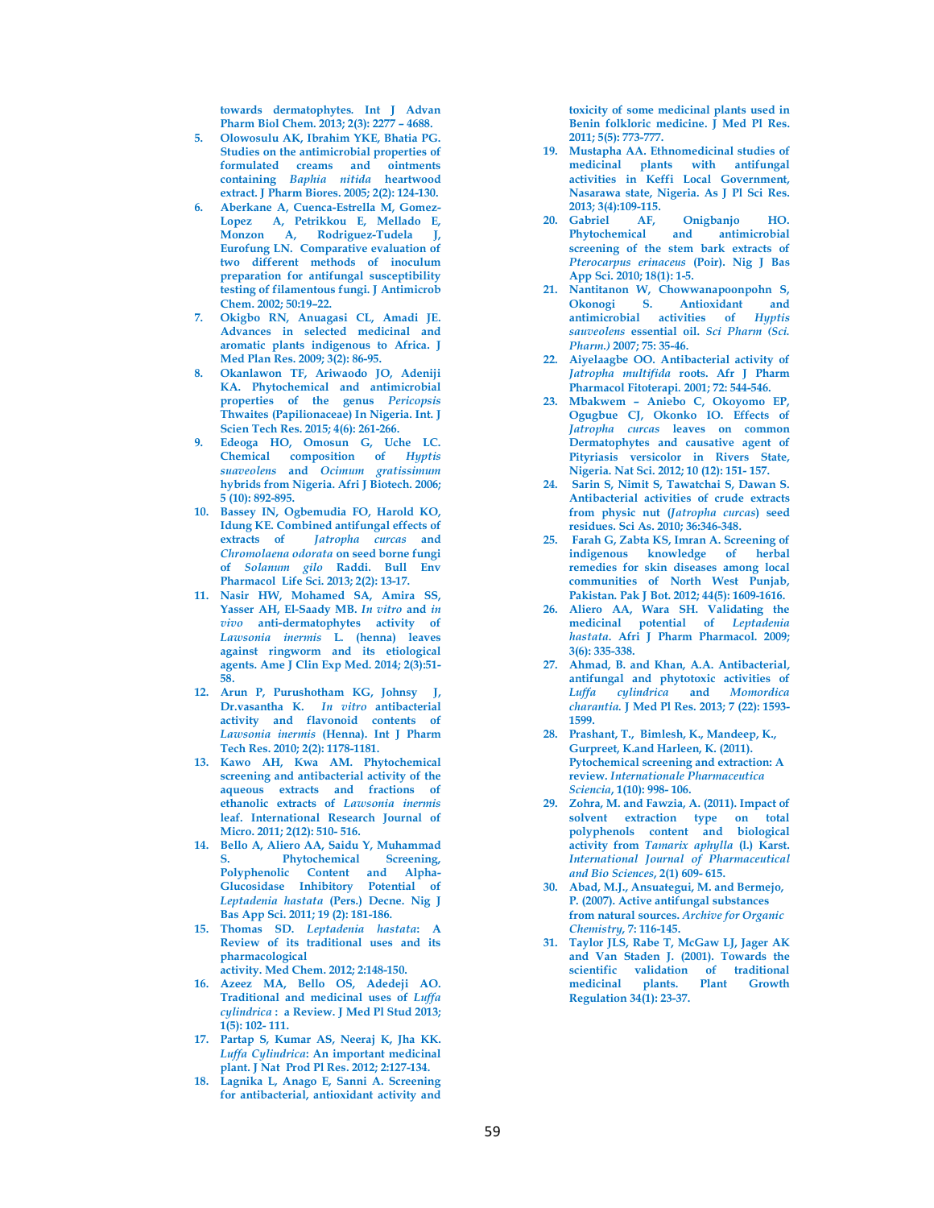towards dermatophytes. Int J Advan Pharm Biol Chem. 2013; 2(3): 2277 – 4688.

5. Olowosulu AK, Ibrahim YKE, Bhatia PG. Studies on the antimicrobial properties of formulated creams and ointments containing *Baphia nitida* heartwood extract. J Pharm Biores. 2005; 2(2): 124-130.
6. Aberkane A, Cuenca-Estrella M, Gomez-Lopez A, Petrikkou E, Mellado E, Monzon A, Rodriguez-Tudela J, Eurofung LN. Comparative evaluation of two different methods of inoculum preparation for antifungal susceptibility testing of filamentous fungi. J Antimicrob Chem. 2002; 50:19–22.
7. Okigbo RN, Anuagasi CL, Amadi JE. Advances in selected medicinal and aromatic plants indigenous to Africa. J Med Plan Res. 2009; 3(2): 86-95.
8. Okanlawon TF, Ariwaodo JO, Adeniji KA. Phytochemical and antimicrobial properties of the genus *Pericopsis* Thwaites (Papilionaceae) In Nigeria. Int. J Scien Tech Res. 2015; 4(6): 261-266.
9. Edeoga HO, Omosun G, Uche LC. Chemical composition of *Hyptis suaveolens* and *Ocimum gratissimum* hybrids from Nigeria. Afri J Biotech. 2006; 5 (10): 892-895.
10. Bassey IN, Ogbemudia FO, Harold KO, Idung KE. Combined antifungal effects of extracts of *Jatropha curcas* and *Chromolaena odorata* on seed borne fungi of *Solanum gilo* Raddi. Bull Env Pharmacol Life Sci. 2013; 2(2): 13-17.
11. Nasir HW, Mohamed SA, Amira SS, Yasser AH, El-Saady MB. *In vitro* and *in vivo* anti-dermatophytes activity of *Lawsonia inermis* L. (henna) leaves against ringworm and its etiological agents. Ame J Clin Exp Med. 2014; 2(3):51-58.
12. Arun P, Purushotham KG, Johnsy J, Dr.vasantha K. *In vitro* antibacterial activity and flavonoid contents of *Lawsonia inermis* (Henna). Int J Pharm Tech Res. 2010; 2(2): 1178-1181.
13. Kawo AH, Kwa AM. Phytochemical screening and antibacterial activity of the aqueous extracts and fractions of ethanolic extracts of *Lawsonia inermis* leaf. International Research Journal of Micro. 2011; 2(12): 510- 516.
14. Bello A, Aliero AA, Saidu Y, Muhammad S. Phytochemical Screening, Polyphenolic Content and Alpha-Glucosidase Inhibitory Potential of *Leptadenia hastata* (Pers.) Decne. Nig J Bas App Sci. 2011; 19 (2): 181-186.
15. Thomas SD. *Leptadenia hastata*: A Review of its traditional uses and its pharmacological activity. Med Chem. 2012; 2:148-150.
16. Azeez MA, Bello OS, Adedeji AO. Traditional and medicinal uses of *Luffa cylindrica* : a Review. J Med Pl Stud 2013; 1(5): 102- 111.
17. Partap S, Kumar AS, Neeraj K, Jha KK. *Luffa Cylindrica*: An important medicinal plant. J Nat Prod Pl Res. 2012; 2:127-134.
18. Lagnika L, Anago E, Sanni A. Screening for antibacterial, antioxidant activity and toxicity of some medicinal plants used in Benin folkloric medicine. J Med Pl Res. 2011; 5(5): 773-777.
19. Mustapha AA. Ethnomedicinal studies of medicinal plants with antifungal activities in Keffi Local Government, Nasarawa state, Nigeria. As J Pl Sci Res. 2013; 3(4):109-115.
20. Gabriel AF, Onigbanjo HO. Phytochemical and antimicrobial screening of the stem bark extracts of *Pterocarpus erinaceus* (Poir). Nig J Bas App Sci. 2010; 18(1): 1-5.
21. Nantitanon W, Chowwanapoonpohn S, Okonogi S. Antioxidant and antimicrobial activities of *Hyptis sauveolens* essential oil. *Sci Pharm (Sci. Pharm.)* 2007; 75: 35-46.
22. Aiyelaagbe OO. Antibacterial activity of *Jatropha multifida* roots. Afr J Pharm Pharmacol Fitoterapi. 2001; 72: 544-546.
23. Mbakwem – Aniebo C, Okoyomo EP, Ogugbue CJ, Okonko IO. Effects of *Jatropha curcas* leaves on common Dermatophytes and causative agent of Pityriasis versicolor in Rivers State, Nigeria. Nat Sci. 2012; 10 (12): 151- 157.
24. Sarin S, Nimit S, Tawatchai S, Dawan S. Antibacterial activities of crude extracts from physic nut (*Jatropha curcas*) seed residues. Sci As. 2010; 36:346-348.
25. Farah G, Zabta KS, Imran A. Screening of indigenous knowledge of herbal remedies for skin diseases among local communities of North West Punjab, Pakistan. Pak J Bot. 2012; 44(5): 1609-1616.
26. Aliero AA, Wara SH. Validating the medicinal potential of *Leptadenia hastata*. Afri J Pharm Pharmacol. 2009; 3(6): 335-338.
27. Ahmad, B. and Khan, A.A. Antibacterial, antifungal and phytotoxic activities of *Luffa cylindrica* and *Momordica charantia.* J Med Pl Res. 2013; 7 (22): 1593-1599.
28. Prashant, T., Bimlesh, K., Mandeep, K., Gurpreet, K.and Harleen, K. (2011). Pytochemical screening and extraction: A review. *Internationale Pharmaceutica Sciencia*, 1(10): 998- 106.
29. Zohra, M. and Fawzia, A. (2011). Impact of solvent extraction type on total polyphenols content and biological activity from *Tamarix aphylla* (l.) Karst. *International Journal of Pharmaceutical and Bio Sciences*, 2(1) 609- 615.
30. Abad, M.J., Ansuategui, M. and Bermejo, P. (2007). Active antifungal substances from natural sources. *Archive for Organic Chemistry*, 7: 116-145.
31. Taylor JLS, Rabe T, McGaw LJ, Jager AK and Van Staden J. (2001). Towards the scientific validation of traditional medicinal plants. Plant Growth Regulation 34(1): 23-37.